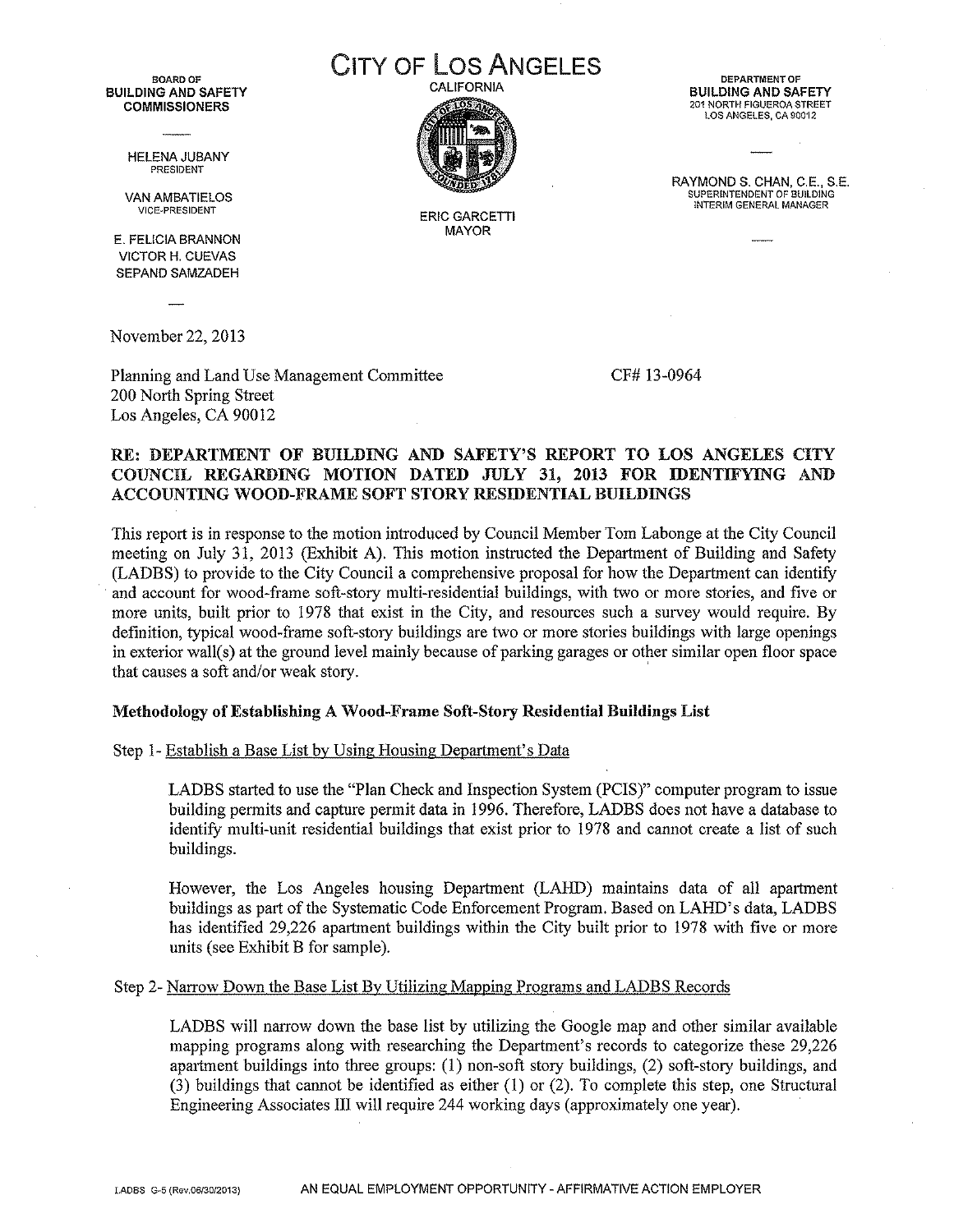BOARD OF
**BUILDING AND SAFETY COMMISSIONERS**

HELENA JUBANY
PRESIDENT

VAN AMBATIELOS
VICE-PRESIDENT

E. FELICIA BRANNON
VICTOR H. CUEVAS
SEPAND SAMZADEH

# CITY OF LOS ANGELES

CALIFORNIA

ERIC GARCETTI
MAYOR

DEPARTMENT OF
**BUILDING AND SAFETY**
201 NORTH FIGUEROA STREET
LOS ANGELES, CA 90012

RAYMOND S. CHAN, C.E., S.E.
SUPERINTENDENT OF BUILDING
INTERIM GENERAL MANAGER

November 22, 2013

Planning and Land Use Management Committee
200 North Spring Street
Los Angeles, CA 90012

CF# 13-0964

**RE: DEPARTMENT OF BUILDING AND SAFETY'S REPORT TO LOS ANGELES CITY COUNCIL REGARDING MOTION DATED JULY 31, 2013 FOR IDENTIFYING AND ACCOUNTING WOOD-FRAME SOFT STORY RESIDENTIAL BUILDINGS**

This report is in response to the motion introduced by Council Member Tom Labonge at the City Council meeting on July 31, 2013 (Exhibit A). This motion instructed the Department of Building and Safety (LADBS) to provide to the City Council a comprehensive proposal for how the Department can identify and account for wood-frame soft-story multi-residential buildings, with two or more stories, and five or more units, built prior to 1978 that exist in the City, and resources such a survey would require. By definition, typical wood-frame soft-story buildings are two or more stories buildings with large openings in exterior wall(s) at the ground level mainly because of parking garages or other similar open floor space that causes a soft and/or weak story.

**Methodology of Establishing A Wood-Frame Soft-Story Residential Buildings List**

Step 1- Establish a Base List by Using Housing Department's Data

LADBS started to use the "Plan Check and Inspection System (PCIS)" computer program to issue building permits and capture permit data in 1996. Therefore, LADBS does not have a database to identify multi-unit residential buildings that exist prior to 1978 and cannot create a list of such buildings.

However, the Los Angeles housing Department (LAHD) maintains data of all apartment buildings as part of the Systematic Code Enforcement Program. Based on LAHD's data, LADBS has identified 29,226 apartment buildings within the City built prior to 1978 with five or more units (see Exhibit B for sample).

Step 2- Narrow Down the Base List By Utilizing Mapping Programs and LADBS Records

LADBS will narrow down the base list by utilizing the Google map and other similar available mapping programs along with researching the Department's records to categorize these 29,226 apartment buildings into three groups: (1) non-soft story buildings, (2) soft-story buildings, and (3) buildings that cannot be identified as either (1) or (2). To complete this step, one Structural Engineering Associates III will require 244 working days (approximately one year).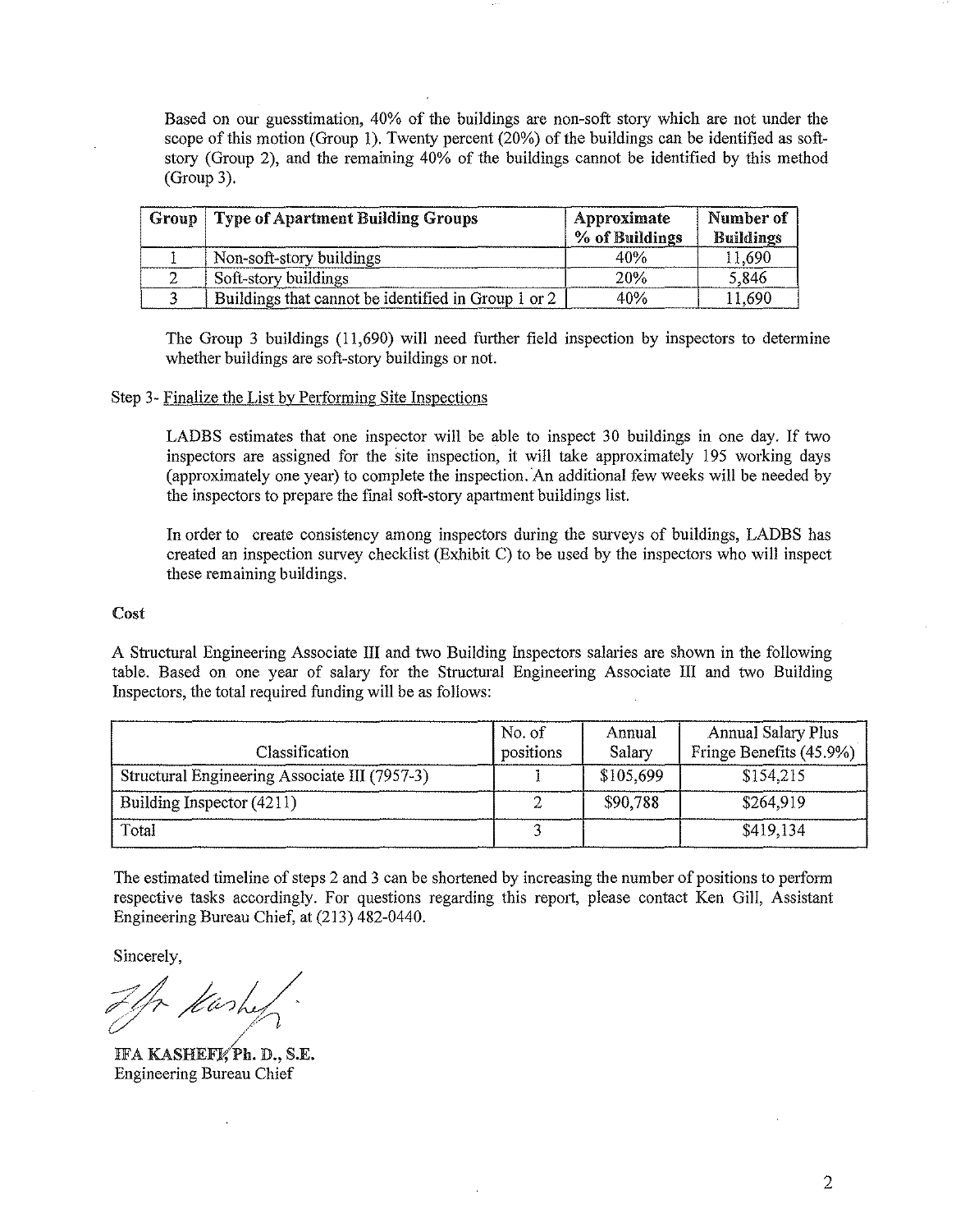Based on our guesstimation, 40% of the buildings are non-soft story which are not under the scope of this motion (Group 1). Twenty percent (20%) of the buildings can be identified as soft-story (Group 2), and the remaining 40% of the buildings cannot be identified by this method (Group 3).

| Group | Type of Apartment Building Groups | Approximate % of Buildings | Number of Buildings |
|---|---|---|---|
| 1 | Non-soft-story buildings | 40% | 11,690 |
| 2 | Soft-story buildings | 20% | 5,846 |
| 3 | Buildings that cannot be identified in Group 1 or 2 | 40% | 11,690 |

The Group 3 buildings (11,690) will need further field inspection by inspectors to determine whether buildings are soft-story buildings or not.

Step 3- Finalize the List by Performing Site Inspections

LADBS estimates that one inspector will be able to inspect 30 buildings in one day. If two inspectors are assigned for the site inspection, it will take approximately 195 working days (approximately one year) to complete the inspection. An additional few weeks will be needed by the inspectors to prepare the final soft-story apartment buildings list.

In order to create consistency among inspectors during the surveys of buildings, LADBS has created an inspection survey checklist (Exhibit C) to be used by the inspectors who will inspect these remaining buildings.

**Cost**

A Structural Engineering Associate III and two Building Inspectors salaries are shown in the following table. Based on one year of salary for the Structural Engineering Associate III and two Building Inspectors, the total required funding will be as follows:

| Classification | No. of positions | Annual Salary | Annual Salary Plus Fringe Benefits (45.9%) |
|---|---|---|---|
| Structural Engineering Associate III (7957-3) | 1 | $105,699 | $154,215 |
| Building Inspector (4211) | 2 | $90,788 | $264,919 |
| Total | 3 | | $419,134 |

The estimated timeline of steps 2 and 3 can be shortened by increasing the number of positions to perform respective tasks accordingly. For questions regarding this report, please contact Ken Gill, Assistant Engineering Bureau Chief, at (213) 482-0440.

Sincerely,

**IFA KASHEFI, Ph. D., S.E.**
Engineering Bureau Chief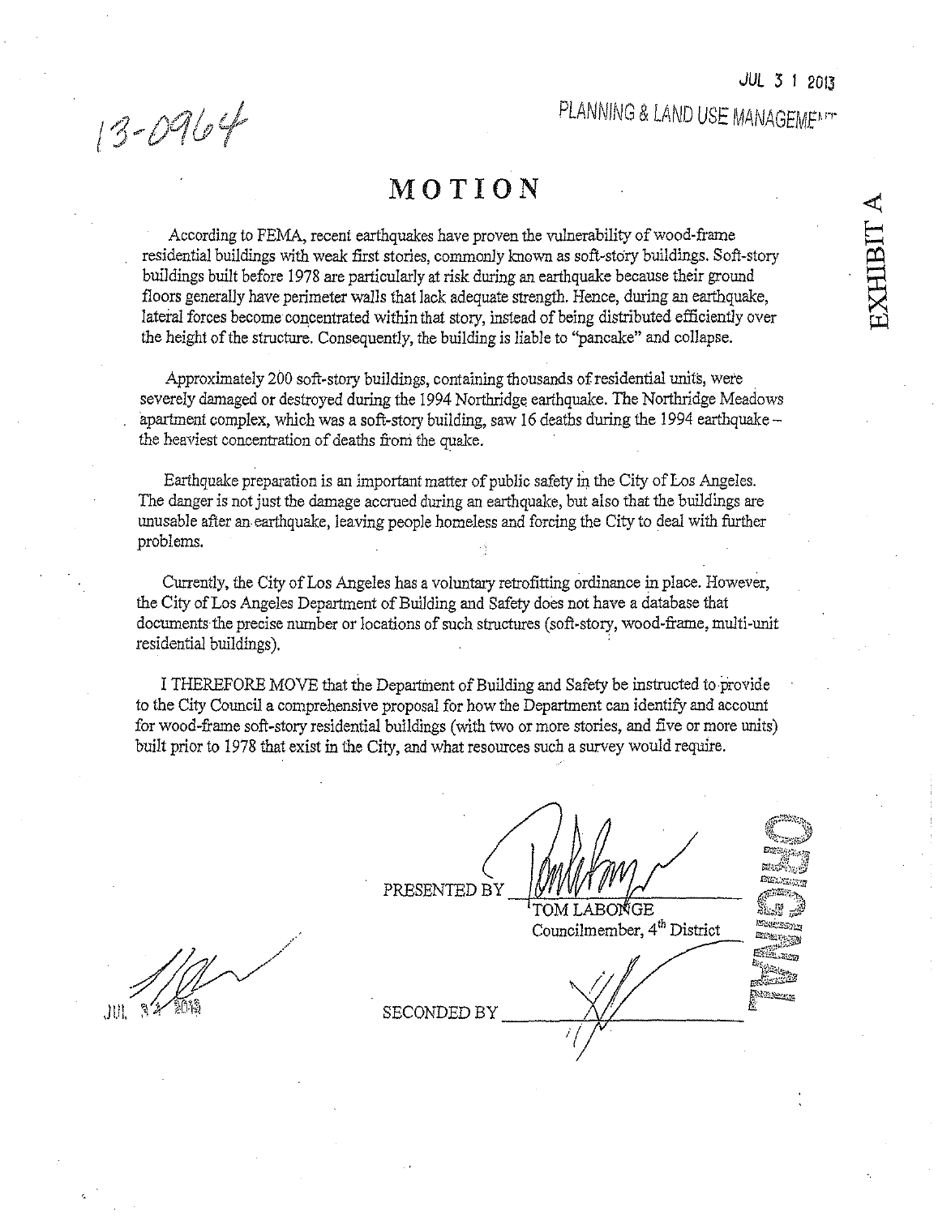13-0964

JUL 3 1 2013

PLANNING & LAND USE MANAGEMENT

EXHIBIT A

# MOTION

According to FEMA, recent earthquakes have proven the vulnerability of wood-frame residential buildings with weak first stories, commonly known as soft-story buildings. Soft-story buildings built before 1978 are particularly at risk during an earthquake because their ground floors generally have perimeter walls that lack adequate strength. Hence, during an earthquake, lateral forces become concentrated within that story, instead of being distributed efficiently over the height of the structure. Consequently, the building is liable to "pancake" and collapse.

Approximately 200 soft-story buildings, containing thousands of residential units, were severely damaged or destroyed during the 1994 Northridge earthquake. The Northridge Meadows apartment complex, which was a soft-story building, saw 16 deaths during the 1994 earthquake – the heaviest concentration of deaths from the quake.

Earthquake preparation is an important matter of public safety in the City of Los Angeles. The danger is not just the damage accrued during an earthquake, but also that the buildings are unusable after an earthquake, leaving people homeless and forcing the City to deal with further problems.

Currently, the City of Los Angeles has a voluntary retrofitting ordinance in place. However, the City of Los Angeles Department of Building and Safety does not have a database that documents the precise number or locations of such structures (soft-story, wood-frame, multi-unit residential buildings).

I THEREFORE MOVE that the Department of Building and Safety be instructed to provide to the City Council a comprehensive proposal for how the Department can identify and account for wood-frame soft-story residential buildings (with two or more stories, and five or more units) built prior to 1978 that exist in the City, and what resources such a survey would require.

PRESENTED BY ______________________
TOM LABONGE
Councilmember, 4th District

SECONDED BY ______________________

JUL 31 2013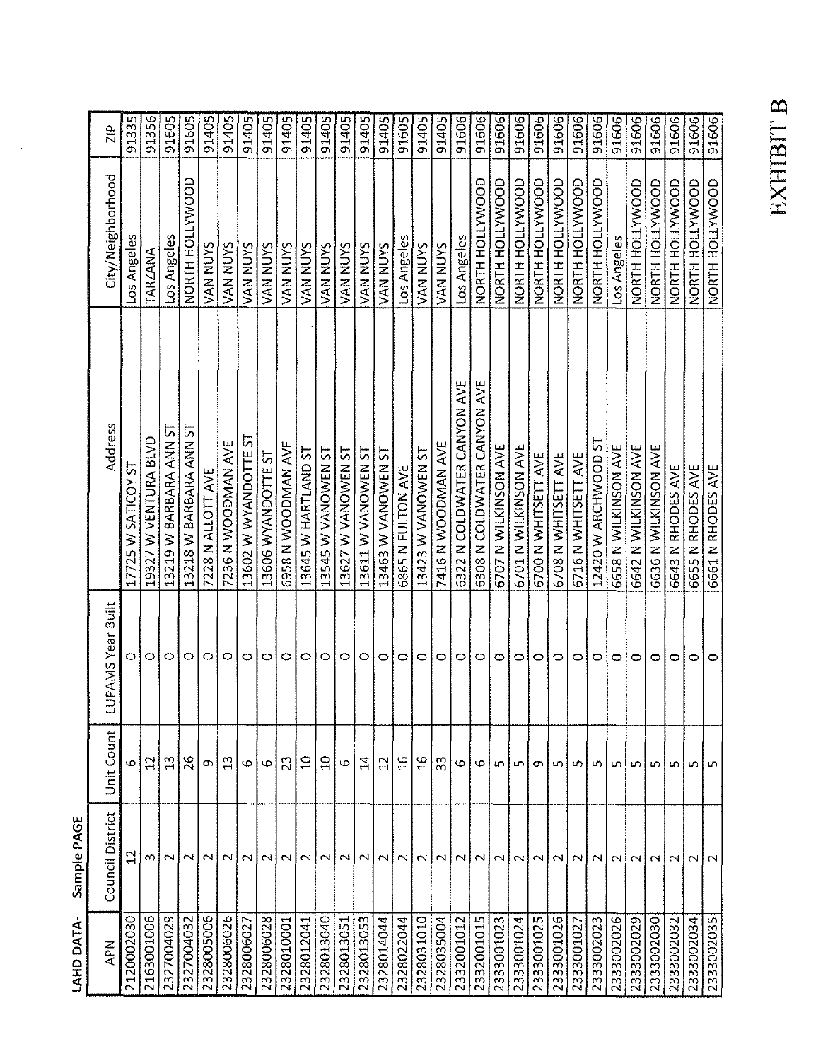**LAHD DATA- Sample PAGE**

| APN | Council District | Unit Count | LUPAMS Year Built | Address | City/Neighborhood | ZIP |
|---|---|---|---|---|---|---|
| 2120002030 | 12 | 6 | 0 | 17725 W SATICOY ST | Los Angeles | 91335 |
| 2163001006 | 3 | 12 | 0 | 19327 W VENTURA BLVD | TARZANA | 91356 |
| 2327004029 | 2 | 13 | 0 | 13219 W BARBARA ANN ST | Los Angeles | 91605 |
| 2327004032 | 2 | 26 | 0 | 13218 W BARBARA ANN ST | NORTH HOLLYWOOD | 91605 |
| 2328005006 | 2 | 9 | 0 | 7228 N ALLOTT AVE | VAN NUYS | 91405 |
| 2328006026 | 2 | 13 | 0 | 7236 N WOODMAN AVE | VAN NUYS | 91405 |
| 2328006027 | 2 | 6 | 0 | 13602 W WYANDOTTE ST | VAN NUYS | 91405 |
| 2328006028 | 2 | 6 | 0 | 13606 WYANDOTTE ST | VAN NUYS | 91405 |
| 2328010001 | 2 | 23 | 0 | 6958 N WOODMAN AVE | VAN NUYS | 91405 |
| 2328012041 | 2 | 10 | 0 | 13645 W HARTLAND ST | VAN NUYS | 91405 |
| 2328013040 | 2 | 10 | 0 | 13545 W VANOWEN ST | VAN NUYS | 91405 |
| 2328013051 | 2 | 6 | 0 | 13627 W VANOWEN ST | VAN NUYS | 91405 |
| 2328013053 | 2 | 14 | 0 | 13611 W VANOWEN ST | VAN NUYS | 91405 |
| 2328014044 | 2 | 12 | 0 | 13463 W VANOWEN ST | VAN NUYS | 91405 |
| 2328022044 | 2 | 16 | 0 | 6865 N FULTON AVE | Los Angeles | 91605 |
| 2328031010 | 2 | 16 | 0 | 13423 W VANOWEN ST | VAN NUYS | 91405 |
| 2328035004 | 2 | 33 | 0 | 7416 N WOODMAN AVE | VAN NUYS | 91405 |
| 2332001012 | 2 | 6 | 0 | 6322 N COLDWATER CANYON AVE | Los Angeles | 91606 |
| 2332001015 | 2 | 6 | 0 | 6308 N COLDWATER CANYON AVE | NORTH HOLLYWOOD | 91606 |
| 2333001023 | 2 | 5 | 0 | 6707 N WILKINSON AVE | NORTH HOLLYWOOD | 91606 |
| 2333001024 | 2 | 5 | 0 | 6701 N WILKINSON AVE | NORTH HOLLYWOOD | 91606 |
| 2333001025 | 2 | 9 | 0 | 6700 N WHITSETT AVE | NORTH HOLLYWOOD | 91606 |
| 2333001026 | 2 | 5 | 0 | 6708 N WHITSETT AVE | NORTH HOLLYWOOD | 91606 |
| 2333001027 | 2 | 5 | 0 | 6716 N WHITSETT AVE | NORTH HOLLYWOOD | 91606 |
| 2333002023 | 2 | 5 | 0 | 12420 W ARCHWOOD ST | NORTH HOLLYWOOD | 91606 |
| 2333002026 | 2 | 5 | 0 | 6658 N WILKINSON AVE | Los Angeles | 91606 |
| 2333002029 | 2 | 5 | 0 | 6642 N WILKINSON AVE | NORTH HOLLYWOOD | 91606 |
| 2333002030 | 2 | 5 | 0 | 6636 N WILKINSON AVE | NORTH HOLLYWOOD | 91606 |
| 2333002032 | 2 | 5 | 0 | 6643 N RHODES AVE | NORTH HOLLYWOOD | 91606 |
| 2333002034 | 2 | 5 | 0 | 6655 N RHODES AVE | NORTH HOLLYWOOD | 91606 |
| 2333002035 | 2 | 5 | 0 | 6661 N RHODES AVE | NORTH HOLLYWOOD | 91606 |

**EXHIBIT B**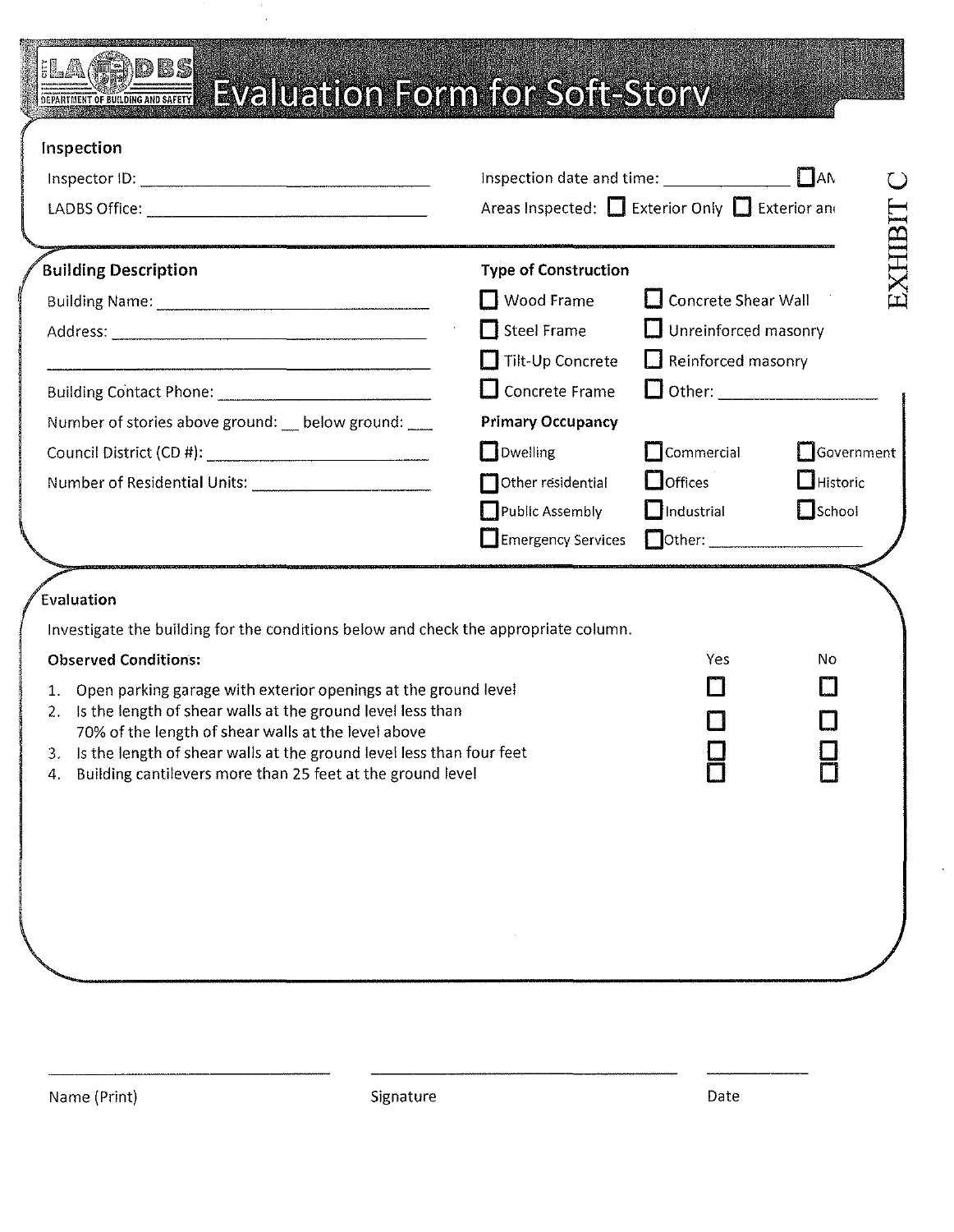LA DBS DEPARTMENT OF BUILDING AND SAFETY

# Evaluation Form for Soft-Storv

EXHIBIT C

## Inspection

Inspector ID: ______________________________

LADBS Office: ______________________________

Inspection date and time: ______________ ☐ AN

Areas Inspected: ☐ Exterior Only ☐ Exterior an

## Building Description

Building Name: ______________________________

Address: ______________________________

______________________________

Building Contact Phone: ______________________________

Number of stories above ground: __ below ground: ___

Council District (CD #): ______________________________

Number of Residential Units: ______________________________

### Type of Construction

- ☐ Wood Frame
- ☐ Concrete Shear Wall
- ☐ Steel Frame
- ☐ Unreinforced masonry
- ☐ Tilt-Up Concrete
- ☐ Reinforced masonry
- ☐ Concrete Frame
- ☐ Other: ______________________________

### Primary Occupancy

- ☐ Dwelling
- ☐ Commercial
- ☐ Government
- ☐ Other residential
- ☐ Offices
- ☐ Historic
- ☐ Public Assembly
- ☐ Industrial
- ☐ School
- ☐ Emergency Services
- ☐ Other: ______________________________

## Evaluation

Investigate the building for the conditions below and check the appropriate column.

| Observed Conditions: | Yes | No |
|---|---|---|
| 1. Open parking garage with exterior openings at the ground level | ☐ | ☐ |
| 2. Is the length of shear walls at the ground level less than 70% of the length of shear walls at the level above | ☐ | ☐ |
| 3. Is the length of shear walls at the ground level less than four feet | ☐ | ☐ |
| 4. Building cantilevers more than 25 feet at the ground level | ☐ | ☐ |

______________________________ Name (Print)

______________________________ Signature

______________ Date